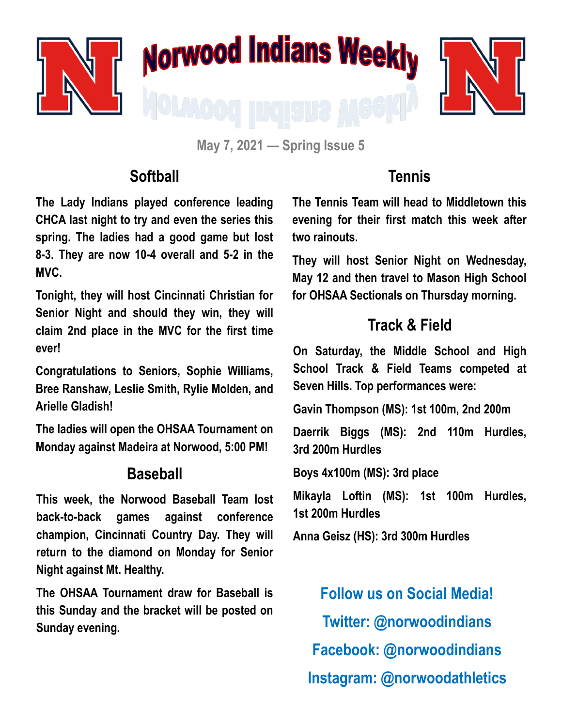# Norwood Indians Weekly

May 7, 2021 — Spring Issue 5

## Softball

**The Lady Indians played conference leading CHCA last night to try and even the series this spring. The ladies had a good game but lost 8-3. They are now 10-4 overall and 5-2 in the MVC.**

**Tonight, they will host Cincinnati Christian for Senior Night and should they win, they will claim 2nd place in the MVC for the first time ever!**

**Congratulations to Seniors, Sophie Williams, Bree Ranshaw, Leslie Smith, Rylie Molden, and Arielle Gladish!**

**The ladies will open the OHSAA Tournament on Monday against Madeira at Norwood, 5:00 PM!**

## Baseball

**This week, the Norwood Baseball Team lost back-to-back games against conference champion, Cincinnati Country Day. They will return to the diamond on Monday for Senior Night against Mt. Healthy.**

**The OHSAA Tournament draw for Baseball is this Sunday and the bracket will be posted on Sunday evening.**

## Tennis

**The Tennis Team will head to Middletown this evening for their first match this week after two rainouts.**

**They will host Senior Night on Wednesday, May 12 and then travel to Mason High School for OHSAA Sectionals on Thursday morning.**

## Track & Field

**On Saturday, the Middle School and High School Track & Field Teams competed at Seven Hills. Top performances were:**

**Gavin Thompson (MS): 1st 100m, 2nd 200m**

**Daerrik Biggs (MS): 2nd 110m Hurdles, 3rd 200m Hurdles**

**Boys 4x100m (MS): 3rd place**

**Mikayla Loftin (MS): 1st 100m Hurdles, 1st 200m Hurdles**

**Anna Geisz (HS): 3rd 300m Hurdles**

**Follow us on Social Media!**

**Twitter: @norwoodindians**

**Facebook: @norwoodindians**

**Instagram: @norwoodathletics**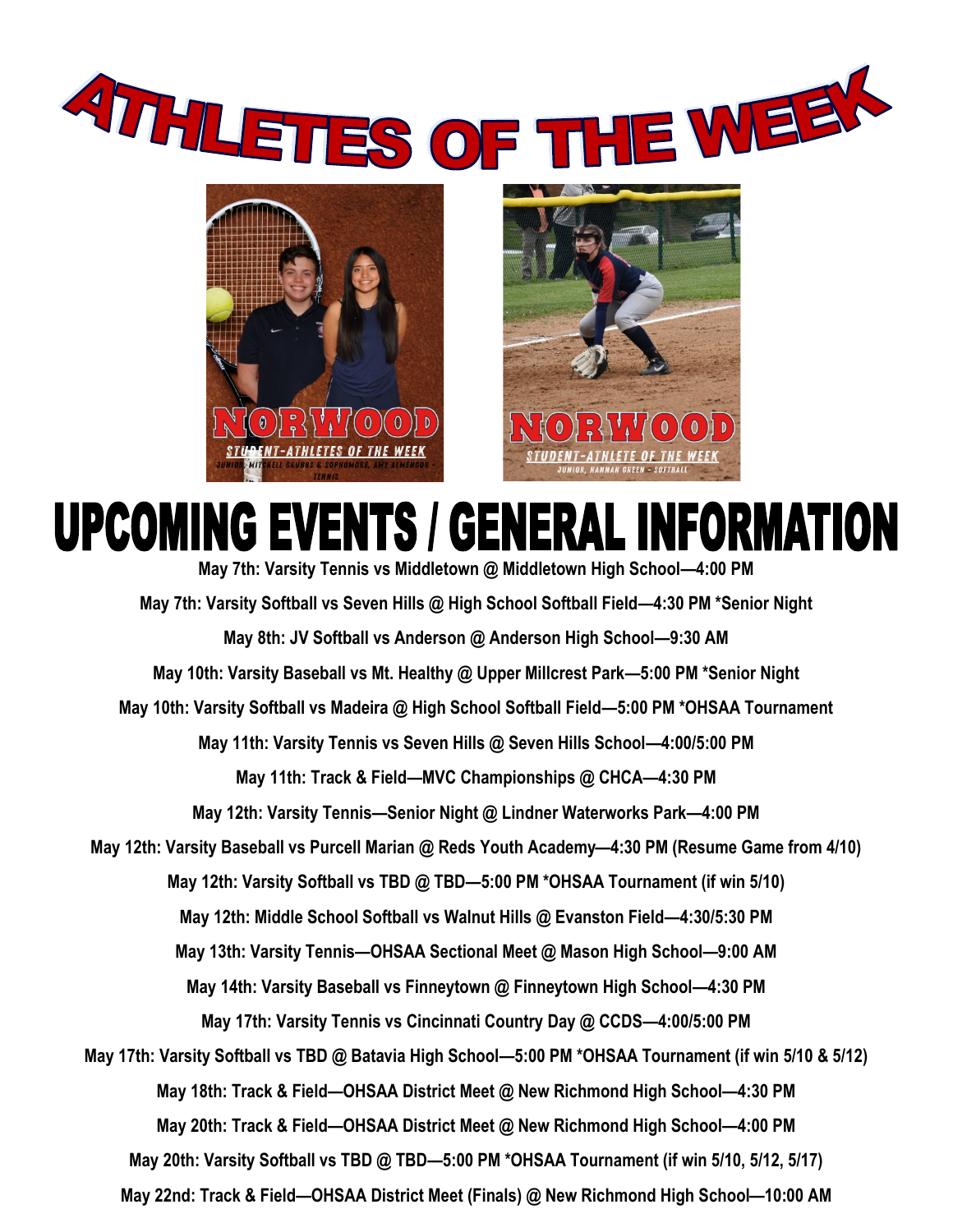# ATHLETES OF THE WEEK

NORWOOD
STUDENT-ATHLETES OF THE WEEK
JUNIOR, MITCHELL GRUBBS & SOPHOMORE, AMY ALMENDOS - TENNIS

NORWOOD
STUDENT-ATHLETE OF THE WEEK
JUNIOR, HANNAH GREEN - SOFTBALL

# UPCOMING EVENTS / GENERAL INFORMATION

**May 7th: Varsity Tennis vs Middletown @ Middletown High School—4:00 PM**

**May 7th: Varsity Softball vs Seven Hills @ High School Softball Field—4:30 PM *Senior Night**

**May 8th: JV Softball vs Anderson @ Anderson High School—9:30 AM**

**May 10th: Varsity Baseball vs Mt. Healthy @ Upper Millcrest Park—5:00 PM *Senior Night**

**May 10th: Varsity Softball vs Madeira @ High School Softball Field—5:00 PM *OHSAA Tournament**

**May 11th: Varsity Tennis vs Seven Hills @ Seven Hills School—4:00/5:00 PM**

**May 11th: Track & Field—MVC Championships @ CHCA—4:30 PM**

**May 12th: Varsity Tennis—Senior Night @ Lindner Waterworks Park—4:00 PM**

**May 12th: Varsity Baseball vs Purcell Marian @ Reds Youth Academy—4:30 PM (Resume Game from 4/10)**

**May 12th: Varsity Softball vs TBD @ TBD—5:00 PM *OHSAA Tournament (if win 5/10)**

**May 12th: Middle School Softball vs Walnut Hills @ Evanston Field—4:30/5:30 PM**

**May 13th: Varsity Tennis—OHSAA Sectional Meet @ Mason High School—9:00 AM**

**May 14th: Varsity Baseball vs Finneytown @ Finneytown High School—4:30 PM**

**May 17th: Varsity Tennis vs Cincinnati Country Day @ CCDS—4:00/5:00 PM**

**May 17th: Varsity Softball vs TBD @ Batavia High School—5:00 PM *OHSAA Tournament (if win 5/10 & 5/12)**

**May 18th: Track & Field—OHSAA District Meet @ New Richmond High School—4:30 PM**

**May 20th: Track & Field—OHSAA District Meet @ New Richmond High School—4:00 PM**

**May 20th: Varsity Softball vs TBD @ TBD—5:00 PM *OHSAA Tournament (if win 5/10, 5/12, 5/17)**

**May 22nd: Track & Field—OHSAA District Meet (Finals) @ New Richmond High School—10:00 AM**